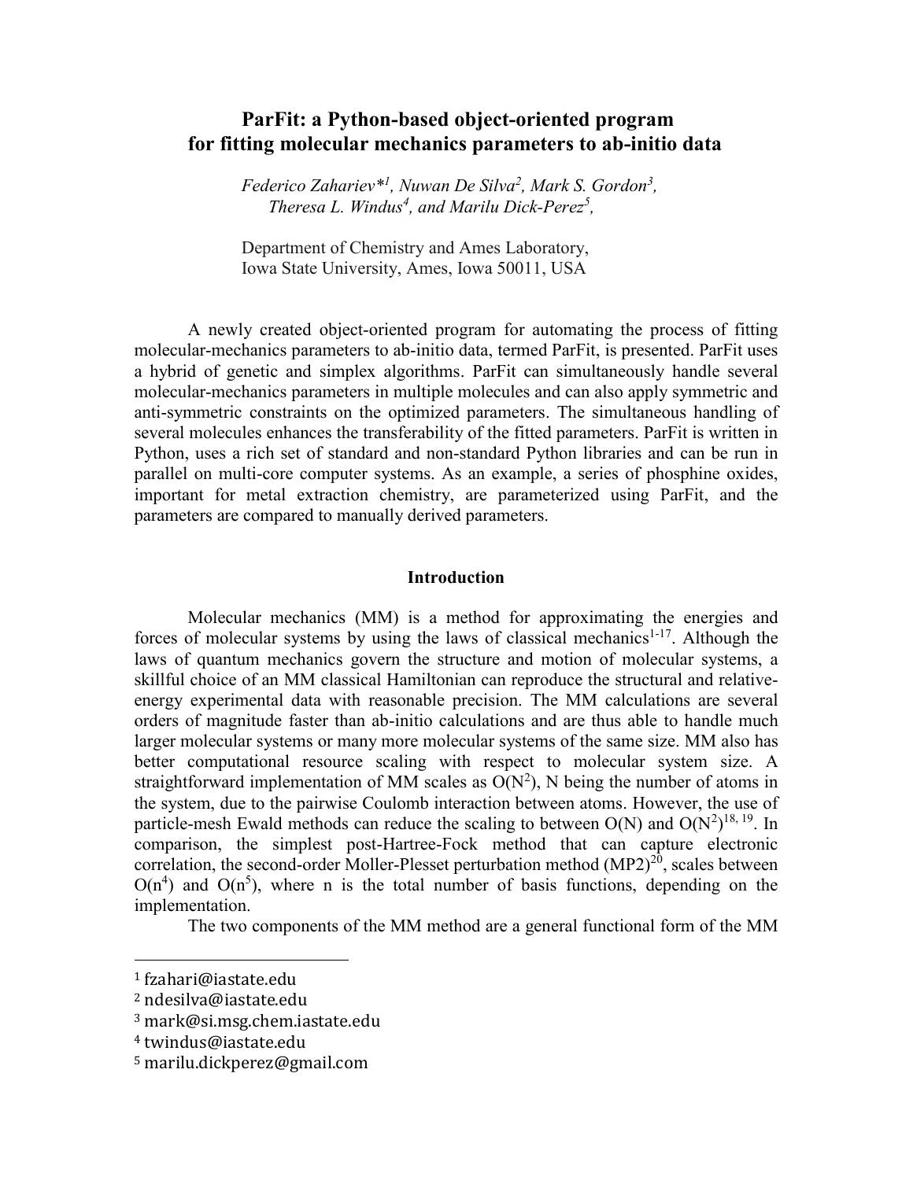# ParFit: a Python-based object-oriented program for fitting molecular mechanics parameters to ab-initio data

*Federico Zahariev*[*1], Nuwan De Silva[2], Mark S. Gordon[3], Theresa L. Windus[4], and Marilu Dick-Perez[5],*

Department of Chemistry and Ames Laboratory,
Iowa State University, Ames, Iowa 50011, USA

A newly created object-oriented program for automating the process of fitting molecular-mechanics parameters to ab-initio data, termed ParFit, is presented. ParFit uses a hybrid of genetic and simplex algorithms. ParFit can simultaneously handle several molecular-mechanics parameters in multiple molecules and can also apply symmetric and anti-symmetric constraints on the optimized parameters. The simultaneous handling of several molecules enhances the transferability of the fitted parameters. ParFit is written in Python, uses a rich set of standard and non-standard Python libraries and can be run in parallel on multi-core computer systems. As an example, a series of phosphine oxides, important for metal extraction chemistry, are parameterized using ParFit, and the parameters are compared to manually derived parameters.

## Introduction

Molecular mechanics (MM) is a method for approximating the energies and forces of molecular systems by using the laws of classical mechanics[1-17]. Although the laws of quantum mechanics govern the structure and motion of molecular systems, a skillful choice of an MM classical Hamiltonian can reproduce the structural and relative-energy experimental data with reasonable precision. The MM calculations are several orders of magnitude faster than ab-initio calculations and are thus able to handle much larger molecular systems or many more molecular systems of the same size. MM also has better computational resource scaling with respect to molecular system size. A straightforward implementation of MM scales as $O(N^2)$, N being the number of atoms in the system, due to the pairwise Coulomb interaction between atoms. However, the use of particle-mesh Ewald methods can reduce the scaling to between $O(N)$ and $O(N^2)$[18, 19]. In comparison, the simplest post-Hartree-Fock method that can capture electronic correlation, the second-order Moller-Plesset perturbation method (MP2)[20], scales between $O(n^4)$ and $O(n^5)$, where n is the total number of basis functions, depending on the implementation.

The two components of the MM method are a general functional form of the MM

---

[1] fzahari@iastate.edu
[2] ndesilva@iastate.edu
[3] mark@si.msg.chem.iastate.edu
[4] twindus@iastate.edu
[5] marilu.dickperez@gmail.com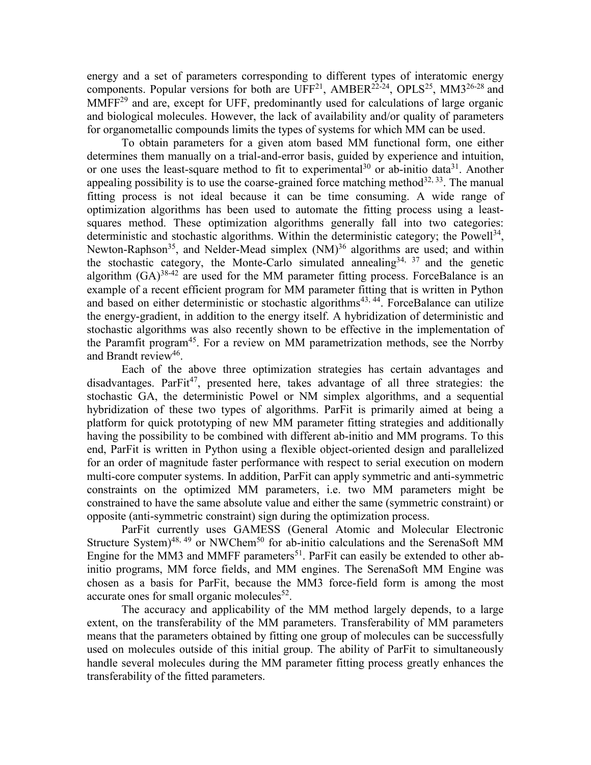energy and a set of parameters corresponding to different types of interatomic energy components. Popular versions for both are UFF[21], AMBER[22-24], OPLS[25], MM3[26-28] and MMFF[29] and are, except for UFF, predominantly used for calculations of large organic and biological molecules. However, the lack of availability and/or quality of parameters for organometallic compounds limits the types of systems for which MM can be used.

To obtain parameters for a given atom based MM functional form, one either determines them manually on a trial-and-error basis, guided by experience and intuition, or one uses the least-square method to fit to experimental[30] or ab-initio data[31]. Another appealing possibility is to use the coarse-grained force matching method[32, 33]. The manual fitting process is not ideal because it can be time consuming. A wide range of optimization algorithms has been used to automate the fitting process using a least-squares method. These optimization algorithms generally fall into two categories: deterministic and stochastic algorithms. Within the deterministic category; the Powell[34], Newton-Raphson[35], and Nelder-Mead simplex (NM)[36] algorithms are used; and within the stochastic category, the Monte-Carlo simulated annealing[34, 37] and the genetic algorithm (GA)[38-42] are used for the MM parameter fitting process. ForceBalance is an example of a recent efficient program for MM parameter fitting that is written in Python and based on either deterministic or stochastic algorithms[43, 44]. ForceBalance can utilize the energy-gradient, in addition to the energy itself. A hybridization of deterministic and stochastic algorithms was also recently shown to be effective in the implementation of the Paramfit program[45]. For a review on MM parametrization methods, see the Norrby and Brandt review[46].

Each of the above three optimization strategies has certain advantages and disadvantages. ParFit[47], presented here, takes advantage of all three strategies: the stochastic GA, the deterministic Powel or NM simplex algorithms, and a sequential hybridization of these two types of algorithms. ParFit is primarily aimed at being a platform for quick prototyping of new MM parameter fitting strategies and additionally having the possibility to be combined with different ab-initio and MM programs. To this end, ParFit is written in Python using a flexible object-oriented design and parallelized for an order of magnitude faster performance with respect to serial execution on modern multi-core computer systems. In addition, ParFit can apply symmetric and anti-symmetric constraints on the optimized MM parameters, i.e. two MM parameters might be constrained to have the same absolute value and either the same (symmetric constraint) or opposite (anti-symmetric constraint) sign during the optimization process.

ParFit currently uses GAMESS (General Atomic and Molecular Electronic Structure System)[48, 49] or NWChem[50] for ab-initio calculations and the SerenaSoft MM Engine for the MM3 and MMFF parameters[51]. ParFit can easily be extended to other ab-initio programs, MM force fields, and MM engines. The SerenaSoft MM Engine was chosen as a basis for ParFit, because the MM3 force-field form is among the most accurate ones for small organic molecules[52].

The accuracy and applicability of the MM method largely depends, to a large extent, on the transferability of the MM parameters. Transferability of MM parameters means that the parameters obtained by fitting one group of molecules can be successfully used on molecules outside of this initial group. The ability of ParFit to simultaneously handle several molecules during the MM parameter fitting process greatly enhances the transferability of the fitted parameters.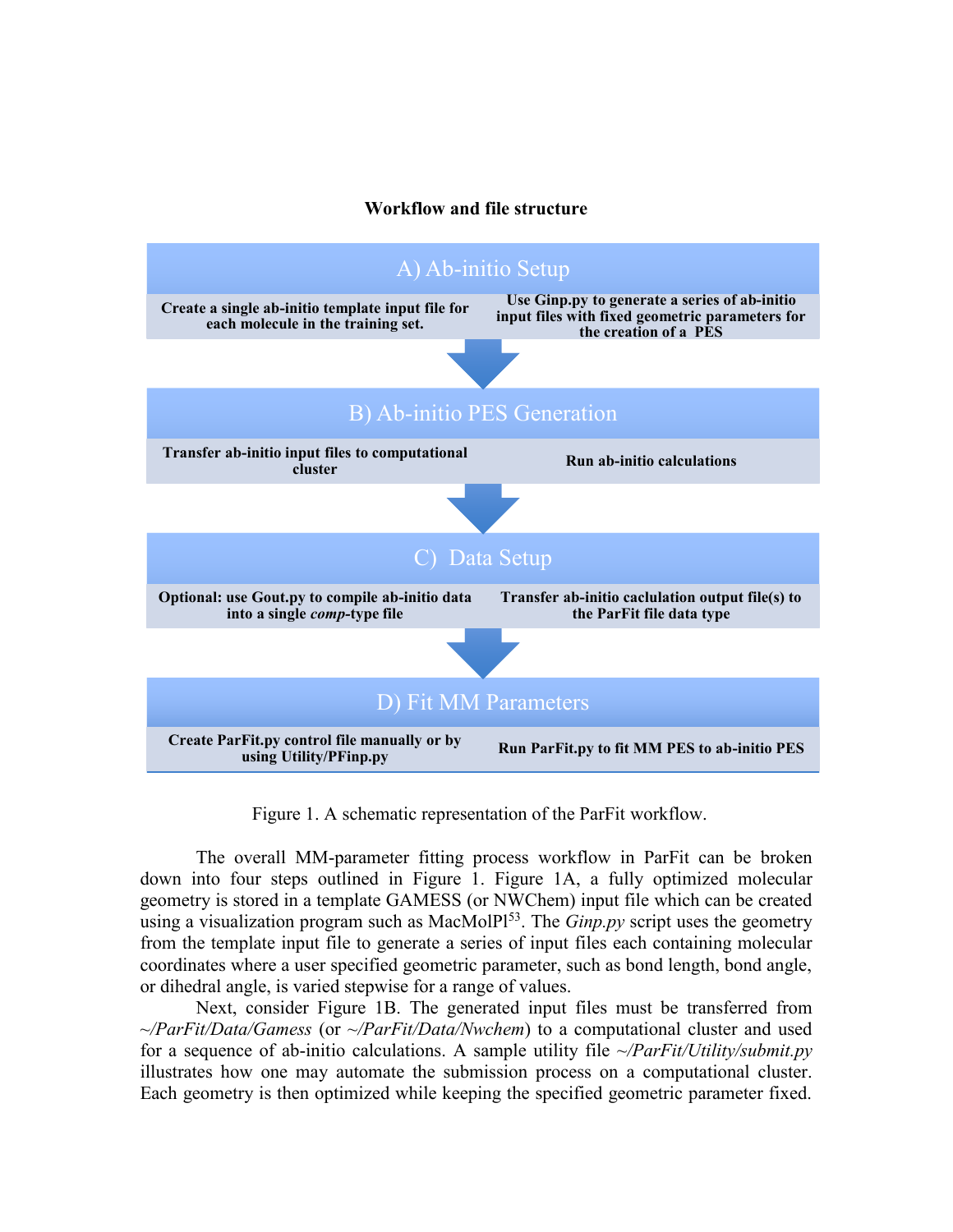**Workflow and file structure**

**A) Ab-initio Setup**

- **Create a single ab-initio template input file for each molecule in the training set.**
- **Use Ginp.py to generate a series of ab-initio input files with fixed geometric parameters for the creation of a PES**

**B) Ab-initio PES Generation**

- **Transfer ab-initio input files to computational cluster**
- **Run ab-initio calculations**

**C) Data Setup**

- **Optional: use Gout.py to compile ab-initio data into a single *comp*-type file**
- **Transfer ab-initio caclulation output file(s) to the ParFit file data type**

**D) Fit MM Parameters**

- **Create ParFit.py control file manually or by using Utility/PFinp.py**
- **Run ParFit.py to fit MM PES to ab-initio PES**

Figure 1. A schematic representation of the ParFit workflow.

The overall MM-parameter fitting process workflow in ParFit can be broken down into four steps outlined in Figure 1. Figure 1A, a fully optimized molecular geometry is stored in a template GAMESS (or NWChem) input file which can be created using a visualization program such as MacMolPlt[53]. The *Ginp.py* script uses the geometry from the template input file to generate a series of input files each containing molecular coordinates where a user specified geometric parameter, such as bond length, bond angle, or dihedral angle, is varied stepwise for a range of values.

Next, consider Figure 1B. The generated input files must be transferred from *~/ParFit/Data/Gamess* (or *~/ParFit/Data/Nwchem*) to a computational cluster and used for a sequence of ab-initio calculations. A sample utility file *~/ParFit/Utility/submit.py* illustrates how one may automate the submission process on a computational cluster. Each geometry is then optimized while keeping the specified geometric parameter fixed.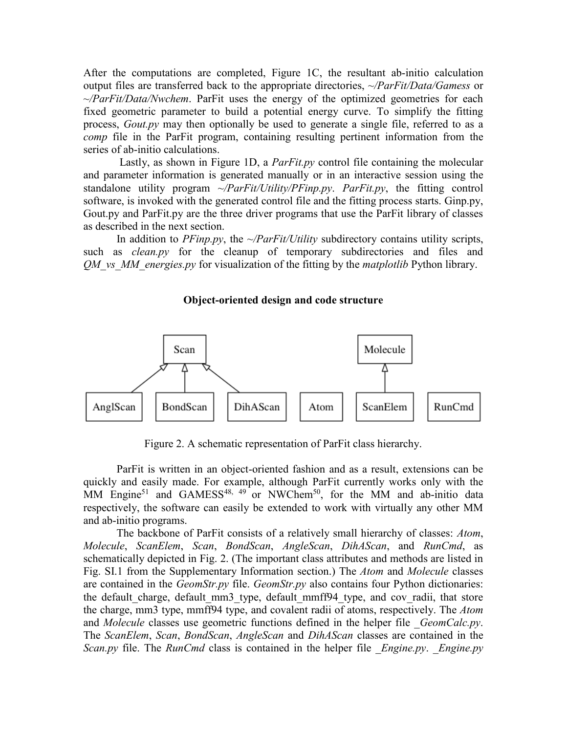After the computations are completed, Figure 1C, the resultant ab-initio calculation output files are transferred back to the appropriate directories, *~/ParFit/Data/Gamess* or *~/ParFit/Data/Nwchem*. ParFit uses the energy of the optimized geometries for each fixed geometric parameter to build a potential energy curve. To simplify the fitting process, *Gout.py* may then optionally be used to generate a single file, referred to as a *comp* file in the ParFit program, containing resulting pertinent information from the series of ab-initio calculations.

Lastly, as shown in Figure 1D, a *ParFit.py* control file containing the molecular and parameter information is generated manually or in an interactive session using the standalone utility program *~/ParFit/Utility/PFinp.py*. *ParFit.py*, the fitting control software, is invoked with the generated control file and the fitting process starts. Ginp.py, Gout.py and ParFit.py are the three driver programs that use the ParFit library of classes as described in the next section.

In addition to *PFinp.py*, the *~/ParFit/Utility* subdirectory contains utility scripts, such as *clean.py* for the cleanup of temporary subdirectories and files and *QM_vs_MM_energies.py* for visualization of the fitting by the *matplotlib* Python library.

## Object-oriented design and code structure

Scan, Molecule, AnglScan, BondScan, DihAScan, Atom, ScanElem, RunCmd

Figure 2. A schematic representation of ParFit class hierarchy.

ParFit is written in an object-oriented fashion and as a result, extensions can be quickly and easily made. For example, although ParFit currently works only with the MM Engine[51] and GAMESS[48, 49] or NWChem[50], for the MM and ab-initio data respectively, the software can easily be extended to work with virtually any other MM and ab-initio programs.

The backbone of ParFit consists of a relatively small hierarchy of classes: *Atom*, *Molecule*, *ScanElem*, *Scan*, *BondScan*, *AngleScan*, *DihAScan*, and *RunCmd*, as schematically depicted in Fig. 2. (The important class attributes and methods are listed in Fig. SI.1 from the Supplementary Information section.) The *Atom* and *Molecule* classes are contained in the *GeomStr.py* file. *GeomStr.py* also contains four Python dictionaries: the default_charge, default_mm3_type, default_mmff94_type, and cov_radii, that store the charge, mm3 type, mmff94 type, and covalent radii of atoms, respectively. The *Atom* and *Molecule* classes use geometric functions defined in the helper file *_GeomCalc.py*. The *ScanElem*, *Scan*, *BondScan*, *AngleScan* and *DihAScan* classes are contained in the *Scan.py* file. The *RunCmd* class is contained in the helper file *_Engine.py*. *_Engine.py*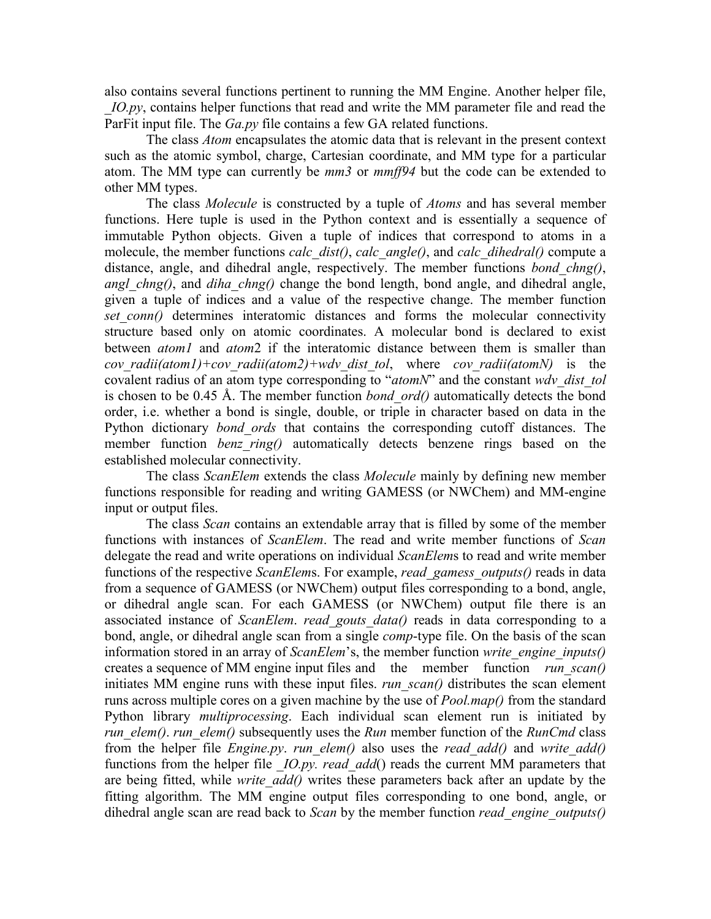also contains several functions pertinent to running the MM Engine. Another helper file, *_IO.py*, contains helper functions that read and write the MM parameter file and read the ParFit input file. The *Ga.py* file contains a few GA related functions.

The class *Atom* encapsulates the atomic data that is relevant in the present context such as the atomic symbol, charge, Cartesian coordinate, and MM type for a particular atom. The MM type can currently be *mm3* or *mmff94* but the code can be extended to other MM types.

The class *Molecule* is constructed by a tuple of *Atoms* and has several member functions. Here tuple is used in the Python context and is essentially a sequence of immutable Python objects. Given a tuple of indices that correspond to atoms in a molecule, the member functions *calc_dist()*, *calc_angle()*, and *calc_dihedral()* compute a distance, angle, and dihedral angle, respectively. The member functions *bond_chng()*, *angl_chng()*, and *diha_chng()* change the bond length, bond angle, and dihedral angle, given a tuple of indices and a value of the respective change. The member function *set_conn()* determines interatomic distances and forms the molecular connectivity structure based only on atomic coordinates. A molecular bond is declared to exist between *atom1* and *atom*2 if the interatomic distance between them is smaller than *cov_radii(atom1)+cov_radii(atom2)+wdv_dist_tol*, where *cov_radii(atomN)* is the covalent radius of an atom type corresponding to "*atomN*" and the constant *wdv_dist_tol* is chosen to be 0.45 Å. The member function *bond_ord()* automatically detects the bond order, i.e. whether a bond is single, double, or triple in character based on data in the Python dictionary *bond_ords* that contains the corresponding cutoff distances. The member function *benz_ring()* automatically detects benzene rings based on the established molecular connectivity.

The class *ScanElem* extends the class *Molecule* mainly by defining new member functions responsible for reading and writing GAMESS (or NWChem) and MM-engine input or output files.

The class *Scan* contains an extendable array that is filled by some of the member functions with instances of *ScanElem*. The read and write member functions of *Scan* delegate the read and write operations on individual *ScanElem*s to read and write member functions of the respective *ScanElem*s. For example, *read_gamess_outputs()* reads in data from a sequence of GAMESS (or NWChem) output files corresponding to a bond, angle, or dihedral angle scan. For each GAMESS (or NWChem) output file there is an associated instance of *ScanElem*. *read_gouts_data()* reads in data corresponding to a bond, angle, or dihedral angle scan from a single *comp*-type file. On the basis of the scan information stored in an array of *ScanElem*'s, the member function *write_engine_inputs()* creates a sequence of MM engine input files and the member function *run_scan()* initiates MM engine runs with these input files. *run_scan()* distributes the scan element runs across multiple cores on a given machine by the use of *Pool.map()* from the standard Python library *multiprocessing*. Each individual scan element run is initiated by *run_elem()*. *run_elem()* subsequently uses the *Run* member function of the *RunCmd* class from the helper file *Engine.py*. *run_elem()* also uses the *read_add()* and *write_add()* functions from the helper file *_IO.py. read_add*() reads the current MM parameters that are being fitted, while *write_add()* writes these parameters back after an update by the fitting algorithm. The MM engine output files corresponding to one bond, angle, or dihedral angle scan are read back to *Scan* by the member function *read_engine_outputs()*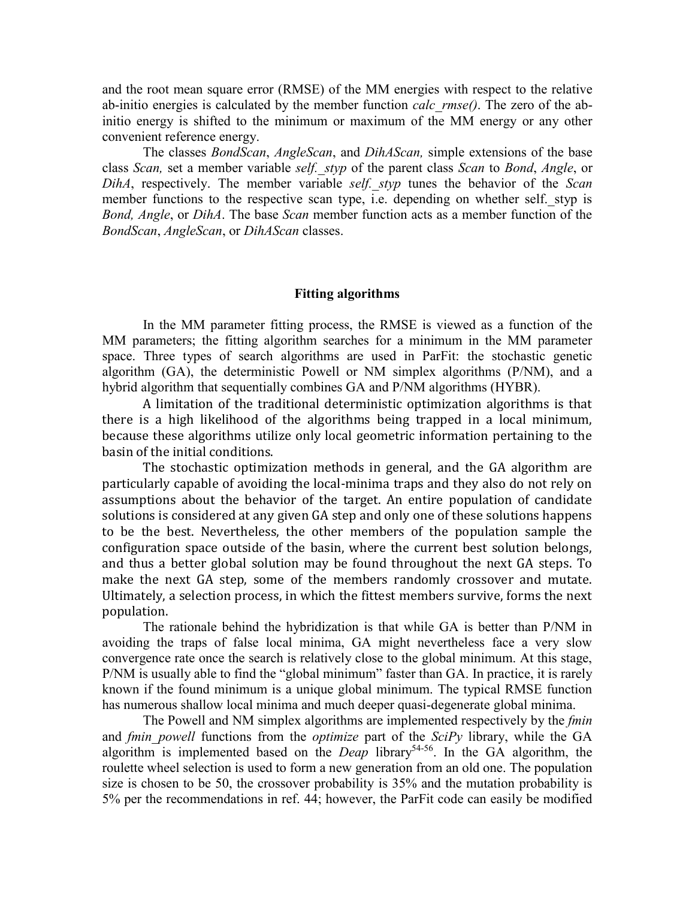and the root mean square error (RMSE) of the MM energies with respect to the relative ab-initio energies is calculated by the member function *calc_rmse()*. The zero of the ab-initio energy is shifted to the minimum or maximum of the MM energy or any other convenient reference energy.

The classes *BondScan*, *AngleScan*, and *DihAScan,* simple extensions of the base class *Scan,* set a member variable *self._styp* of the parent class *Scan* to *Bond*, *Angle*, or *DihA*, respectively. The member variable *self._styp* tunes the behavior of the *Scan* member functions to the respective scan type, i.e. depending on whether self._styp is *Bond, Angle*, or *DihA*. The base *Scan* member function acts as a member function of the *BondScan*, *AngleScan*, or *DihAScan* classes.

## Fitting algorithms

In the MM parameter fitting process, the RMSE is viewed as a function of the MM parameters; the fitting algorithm searches for a minimum in the MM parameter space. Three types of search algorithms are used in ParFit: the stochastic genetic algorithm (GA), the deterministic Powell or NM simplex algorithms (P/NM), and a hybrid algorithm that sequentially combines GA and P/NM algorithms (HYBR).

A limitation of the traditional deterministic optimization algorithms is that there is a high likelihood of the algorithms being trapped in a local minimum, because these algorithms utilize only local geometric information pertaining to the basin of the initial conditions.

The stochastic optimization methods in general, and the GA algorithm are particularly capable of avoiding the local-minima traps and they also do not rely on assumptions about the behavior of the target. An entire population of candidate solutions is considered at any given GA step and only one of these solutions happens to be the best. Nevertheless, the other members of the population sample the configuration space outside of the basin, where the current best solution belongs, and thus a better global solution may be found throughout the next GA steps. To make the next GA step, some of the members randomly crossover and mutate. Ultimately, a selection process, in which the fittest members survive, forms the next population.

The rationale behind the hybridization is that while GA is better than P/NM in avoiding the traps of false local minima, GA might nevertheless face a very slow convergence rate once the search is relatively close to the global minimum. At this stage, P/NM is usually able to find the "global minimum" faster than GA. In practice, it is rarely known if the found minimum is a unique global minimum. The typical RMSE function has numerous shallow local minima and much deeper quasi-degenerate global minima.

The Powell and NM simplex algorithms are implemented respectively by the *fmin* and *fmin_powell* functions from the *optimize* part of the *SciPy* library, while the GA algorithm is implemented based on the *Deap* library[54-56]. In the GA algorithm, the roulette wheel selection is used to form a new generation from an old one. The population size is chosen to be 50, the crossover probability is 35% and the mutation probability is 5% per the recommendations in ref. 44; however, the ParFit code can easily be modified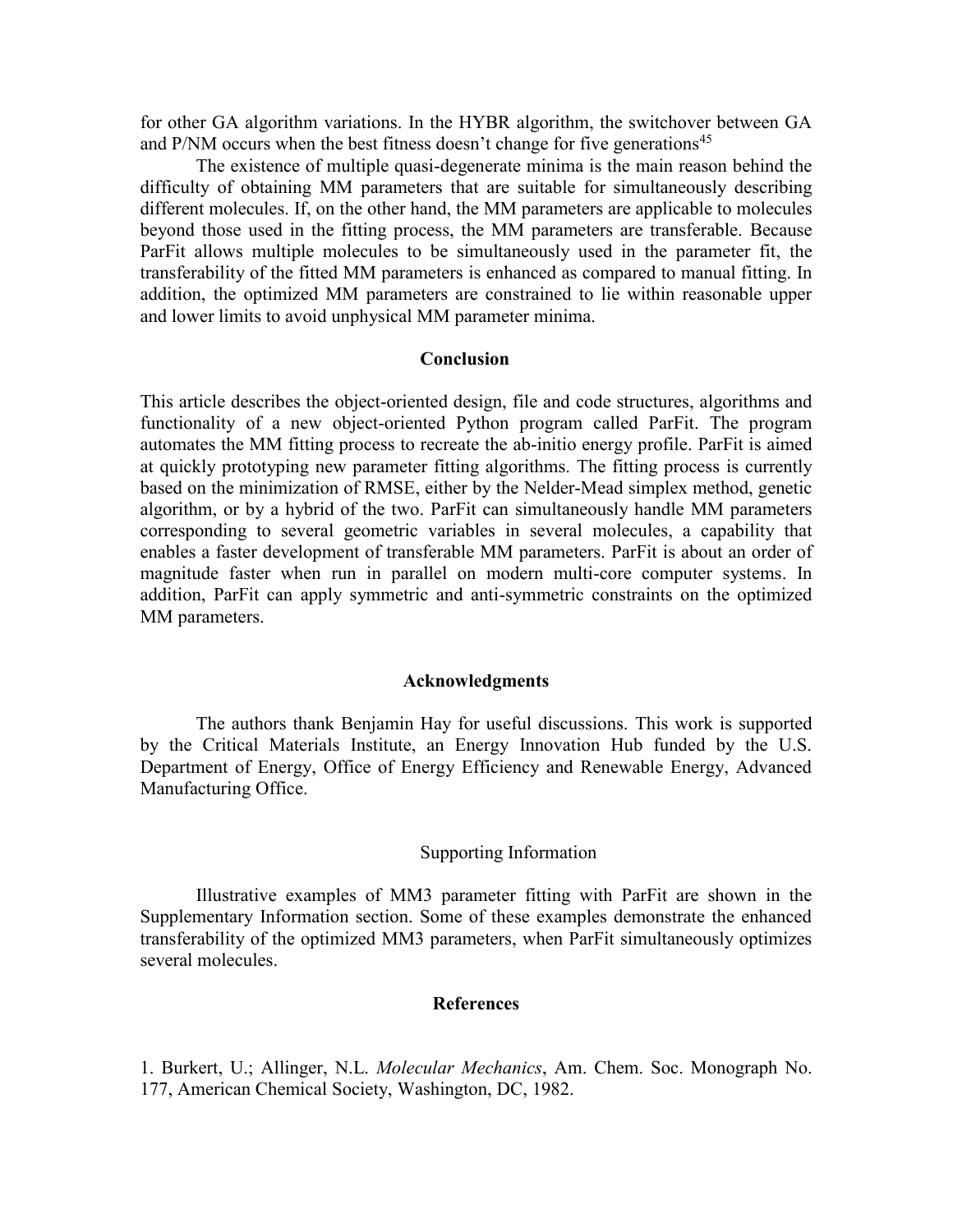for other GA algorithm variations. In the HYBR algorithm, the switchover between GA and P/NM occurs when the best fitness doesn't change for five generations[45]

The existence of multiple quasi-degenerate minima is the main reason behind the difficulty of obtaining MM parameters that are suitable for simultaneously describing different molecules. If, on the other hand, the MM parameters are applicable to molecules beyond those used in the fitting process, the MM parameters are transferable. Because ParFit allows multiple molecules to be simultaneously used in the parameter fit, the transferability of the fitted MM parameters is enhanced as compared to manual fitting. In addition, the optimized MM parameters are constrained to lie within reasonable upper and lower limits to avoid unphysical MM parameter minima.

## Conclusion

This article describes the object-oriented design, file and code structures, algorithms and functionality of a new object-oriented Python program called ParFit. The program automates the MM fitting process to recreate the ab-initio energy profile. ParFit is aimed at quickly prototyping new parameter fitting algorithms. The fitting process is currently based on the minimization of RMSE, either by the Nelder-Mead simplex method, genetic algorithm, or by a hybrid of the two. ParFit can simultaneously handle MM parameters corresponding to several geometric variables in several molecules, a capability that enables a faster development of transferable MM parameters. ParFit is about an order of magnitude faster when run in parallel on modern multi-core computer systems. In addition, ParFit can apply symmetric and anti-symmetric constraints on the optimized MM parameters.

## Acknowledgments

The authors thank Benjamin Hay for useful discussions. This work is supported by the Critical Materials Institute, an Energy Innovation Hub funded by the U.S. Department of Energy, Office of Energy Efficiency and Renewable Energy, Advanced Manufacturing Office.

## Supporting Information

Illustrative examples of MM3 parameter fitting with ParFit are shown in the Supplementary Information section. Some of these examples demonstrate the enhanced transferability of the optimized MM3 parameters, when ParFit simultaneously optimizes several molecules.

## References

1. Burkert, U.; Allinger, N.L. *Molecular Mechanics*, Am. Chem. Soc. Monograph No. 177, American Chemical Society, Washington, DC, 1982.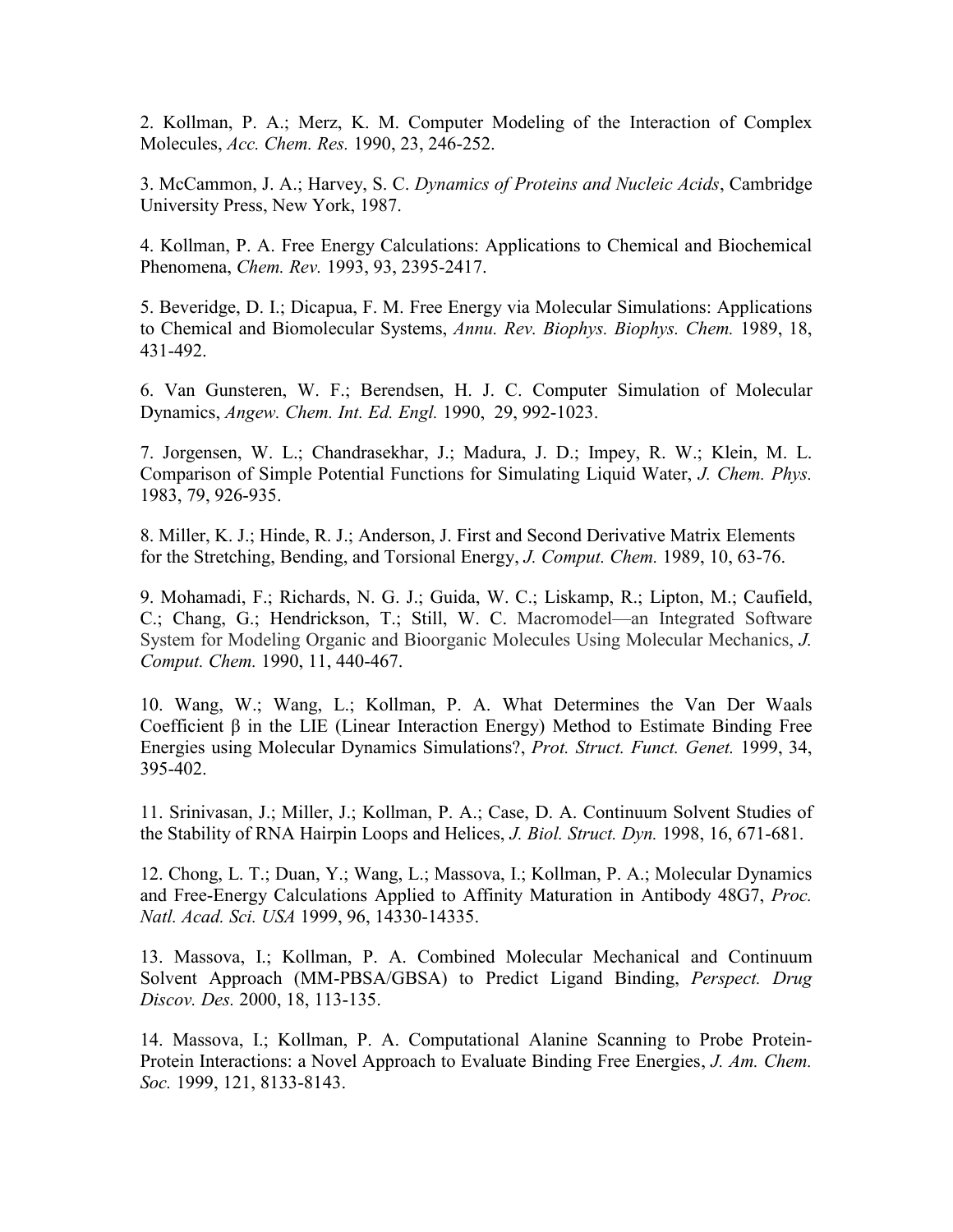2. Kollman, P. A.; Merz, K. M. Computer Modeling of the Interaction of Complex Molecules, *Acc. Chem. Res.* 1990, 23, 246-252.

3. McCammon, J. A.; Harvey, S. C. *Dynamics of Proteins and Nucleic Acids*, Cambridge University Press, New York, 1987.

4. Kollman, P. A. Free Energy Calculations: Applications to Chemical and Biochemical Phenomena, *Chem. Rev.* 1993, 93, 2395-2417.

5. Beveridge, D. I.; Dicapua, F. M. Free Energy via Molecular Simulations: Applications to Chemical and Biomolecular Systems, *Annu. Rev. Biophys. Biophys. Chem.* 1989, 18, 431-492.

6. Van Gunsteren, W. F.; Berendsen, H. J. C. Computer Simulation of Molecular Dynamics, *Angew. Chem. Int. Ed. Engl.* 1990, 29, 992-1023.

7. Jorgensen, W. L.; Chandrasekhar, J.; Madura, J. D.; Impey, R. W.; Klein, M. L. Comparison of Simple Potential Functions for Simulating Liquid Water, *J. Chem. Phys.* 1983, 79, 926-935.

8. Miller, K. J.; Hinde, R. J.; Anderson, J. First and Second Derivative Matrix Elements for the Stretching, Bending, and Torsional Energy, *J. Comput. Chem.* 1989, 10, 63-76.

9. Mohamadi, F.; Richards, N. G. J.; Guida, W. C.; Liskamp, R.; Lipton, M.; Caufield, C.; Chang, G.; Hendrickson, T.; Still, W. C. Macromodel—an Integrated Software System for Modeling Organic and Bioorganic Molecules Using Molecular Mechanics, *J. Comput. Chem.* 1990, 11, 440-467.

10. Wang, W.; Wang, L.; Kollman, P. A. What Determines the Van Der Waals Coefficient β in the LIE (Linear Interaction Energy) Method to Estimate Binding Free Energies using Molecular Dynamics Simulations?, *Prot. Struct. Funct. Genet.* 1999, 34, 395-402.

11. Srinivasan, J.; Miller, J.; Kollman, P. A.; Case, D. A. Continuum Solvent Studies of the Stability of RNA Hairpin Loops and Helices, *J. Biol. Struct. Dyn.* 1998, 16, 671-681.

12. Chong, L. T.; Duan, Y.; Wang, L.; Massova, I.; Kollman, P. A.; Molecular Dynamics and Free-Energy Calculations Applied to Affinity Maturation in Antibody 48G7, *Proc. Natl. Acad. Sci. USA* 1999, 96, 14330-14335.

13. Massova, I.; Kollman, P. A. Combined Molecular Mechanical and Continuum Solvent Approach (MM-PBSA/GBSA) to Predict Ligand Binding, *Perspect. Drug Discov. Des.* 2000, 18, 113-135.

14. Massova, I.; Kollman, P. A. Computational Alanine Scanning to Probe Protein-Protein Interactions: a Novel Approach to Evaluate Binding Free Energies, *J. Am. Chem. Soc.* 1999, 121, 8133-8143.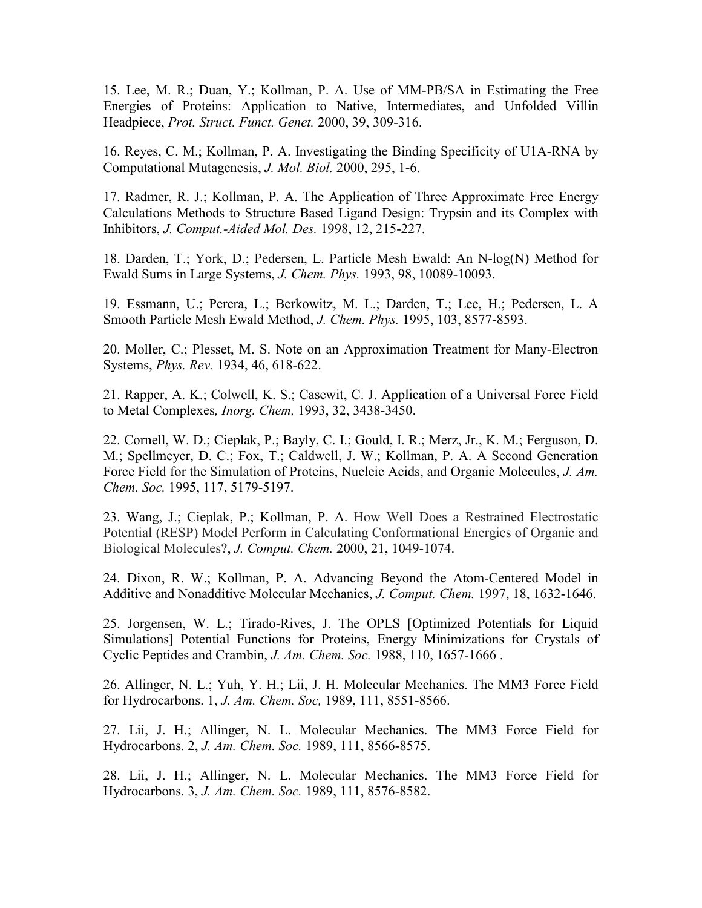15. Lee, M. R.; Duan, Y.; Kollman, P. A. Use of MM-PB/SA in Estimating the Free Energies of Proteins: Application to Native, Intermediates, and Unfolded Villin Headpiece, *Prot. Struct. Funct. Genet.* 2000, 39, 309-316.

16. Reyes, C. M.; Kollman, P. A. Investigating the Binding Specificity of U1A-RNA by Computational Mutagenesis, *J. Mol. Biol.* 2000, 295, 1-6.

17. Radmer, R. J.; Kollman, P. A. The Application of Three Approximate Free Energy Calculations Methods to Structure Based Ligand Design: Trypsin and its Complex with Inhibitors, *J. Comput.-Aided Mol. Des.* 1998, 12, 215-227.

18. Darden, T.; York, D.; Pedersen, L. Particle Mesh Ewald: An N-log(N) Method for Ewald Sums in Large Systems, *J. Chem. Phys.* 1993, 98, 10089-10093.

19. Essmann, U.; Perera, L.; Berkowitz, M. L.; Darden, T.; Lee, H.; Pedersen, L. A Smooth Particle Mesh Ewald Method, *J. Chem. Phys.* 1995, 103, 8577-8593.

20. Moller, C.; Plesset, M. S. Note on an Approximation Treatment for Many-Electron Systems, *Phys. Rev.* 1934, 46, 618-622.

21. Rapper, A. K.; Colwell, K. S.; Casewit, C. J. Application of a Universal Force Field to Metal Complexes*, Inorg. Chem,* 1993, 32, 3438-3450.

22. Cornell, W. D.; Cieplak, P.; Bayly, C. I.; Gould, I. R.; Merz, Jr., K. M.; Ferguson, D. M.; Spellmeyer, D. C.; Fox, T.; Caldwell, J. W.; Kollman, P. A. A Second Generation Force Field for the Simulation of Proteins, Nucleic Acids, and Organic Molecules, *J. Am. Chem. Soc.* 1995, 117, 5179-5197.

23. Wang, J.; Cieplak, P.; Kollman, P. A. How Well Does a Restrained Electrostatic Potential (RESP) Model Perform in Calculating Conformational Energies of Organic and Biological Molecules?, *J. Comput. Chem.* 2000, 21, 1049-1074.

24. Dixon, R. W.; Kollman, P. A. Advancing Beyond the Atom-Centered Model in Additive and Nonadditive Molecular Mechanics, *J. Comput. Chem.* 1997, 18, 1632-1646.

25. Jorgensen, W. L.; Tirado-Rives, J. The OPLS [Optimized Potentials for Liquid Simulations] Potential Functions for Proteins, Energy Minimizations for Crystals of Cyclic Peptides and Crambin, *J. Am. Chem. Soc.* 1988, 110, 1657-1666 .

26. Allinger, N. L.; Yuh, Y. H.; Lii, J. H. Molecular Mechanics. The MM3 Force Field for Hydrocarbons. 1, *J. Am. Chem. Soc,* 1989, 111, 8551-8566.

27. Lii, J. H.; Allinger, N. L. Molecular Mechanics. The MM3 Force Field for Hydrocarbons. 2, *J. Am. Chem. Soc.* 1989, 111, 8566-8575.

28. Lii, J. H.; Allinger, N. L. Molecular Mechanics. The MM3 Force Field for Hydrocarbons. 3, *J. Am. Chem. Soc.* 1989, 111, 8576-8582.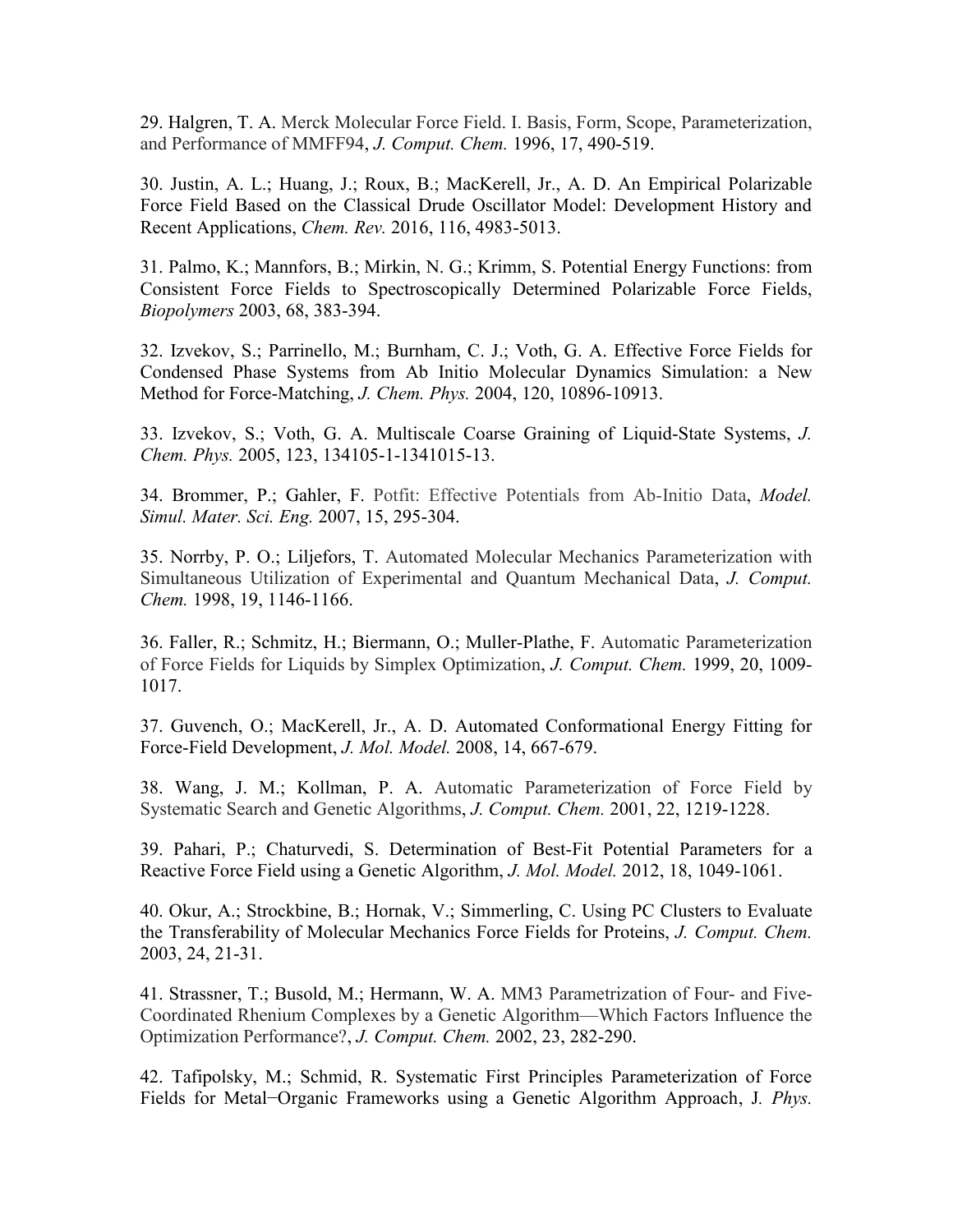29. Halgren, T. A. Merck Molecular Force Field. I. Basis, Form, Scope, Parameterization, and Performance of MMFF94, *J. Comput. Chem.* 1996, 17, 490-519.

30. Justin, A. L.; Huang, J.; Roux, B.; MacKerell, Jr., A. D. An Empirical Polarizable Force Field Based on the Classical Drude Oscillator Model: Development History and Recent Applications, *Chem. Rev.* 2016, 116, 4983-5013.

31. Palmo, K.; Mannfors, B.; Mirkin, N. G.; Krimm, S. Potential Energy Functions: from Consistent Force Fields to Spectroscopically Determined Polarizable Force Fields, *Biopolymers* 2003, 68, 383-394.

32. Izvekov, S.; Parrinello, M.; Burnham, C. J.; Voth, G. A. Effective Force Fields for Condensed Phase Systems from Ab Initio Molecular Dynamics Simulation: a New Method for Force-Matching, *J. Chem. Phys.* 2004, 120, 10896-10913.

33. Izvekov, S.; Voth, G. A. Multiscale Coarse Graining of Liquid-State Systems, *J. Chem. Phys.* 2005, 123, 134105-1-1341015-13.

34. Brommer, P.; Gahler, F. Potfit: Effective Potentials from Ab-Initio Data, *Model. Simul. Mater. Sci. Eng.* 2007, 15, 295-304.

35. Norrby, P. O.; Liljefors, T. Automated Molecular Mechanics Parameterization with Simultaneous Utilization of Experimental and Quantum Mechanical Data, *J. Comput. Chem.* 1998, 19, 1146-1166.

36. Faller, R.; Schmitz, H.; Biermann, O.; Muller-Plathe, F. Automatic Parameterization of Force Fields for Liquids by Simplex Optimization, *J. Comput. Chem.* 1999, 20, 1009-1017.

37. Guvench, O.; MacKerell, Jr., A. D. Automated Conformational Energy Fitting for Force-Field Development, *J. Mol. Model.* 2008, 14, 667-679.

38. Wang, J. M.; Kollman, P. A. Automatic Parameterization of Force Field by Systematic Search and Genetic Algorithms, *J. Comput. Chem.* 2001, 22, 1219-1228.

39. Pahari, P.; Chaturvedi, S. Determination of Best-Fit Potential Parameters for a Reactive Force Field using a Genetic Algorithm, *J. Mol. Model.* 2012, 18, 1049-1061.

40. Okur, A.; Strockbine, B.; Hornak, V.; Simmerling, C. Using PC Clusters to Evaluate the Transferability of Molecular Mechanics Force Fields for Proteins, *J. Comput. Chem.* 2003, 24, 21-31.

41. Strassner, T.; Busold, M.; Hermann, W. A. MM3 Parametrization of Four- and Five-Coordinated Rhenium Complexes by a Genetic Algorithm—Which Factors Influence the Optimization Performance?, *J. Comput. Chem.* 2002, 23, 282-290.

42. Tafipolsky, M.; Schmid, R. Systematic First Principles Parameterization of Force Fields for Metal−Organic Frameworks using a Genetic Algorithm Approach, J. *Phys.*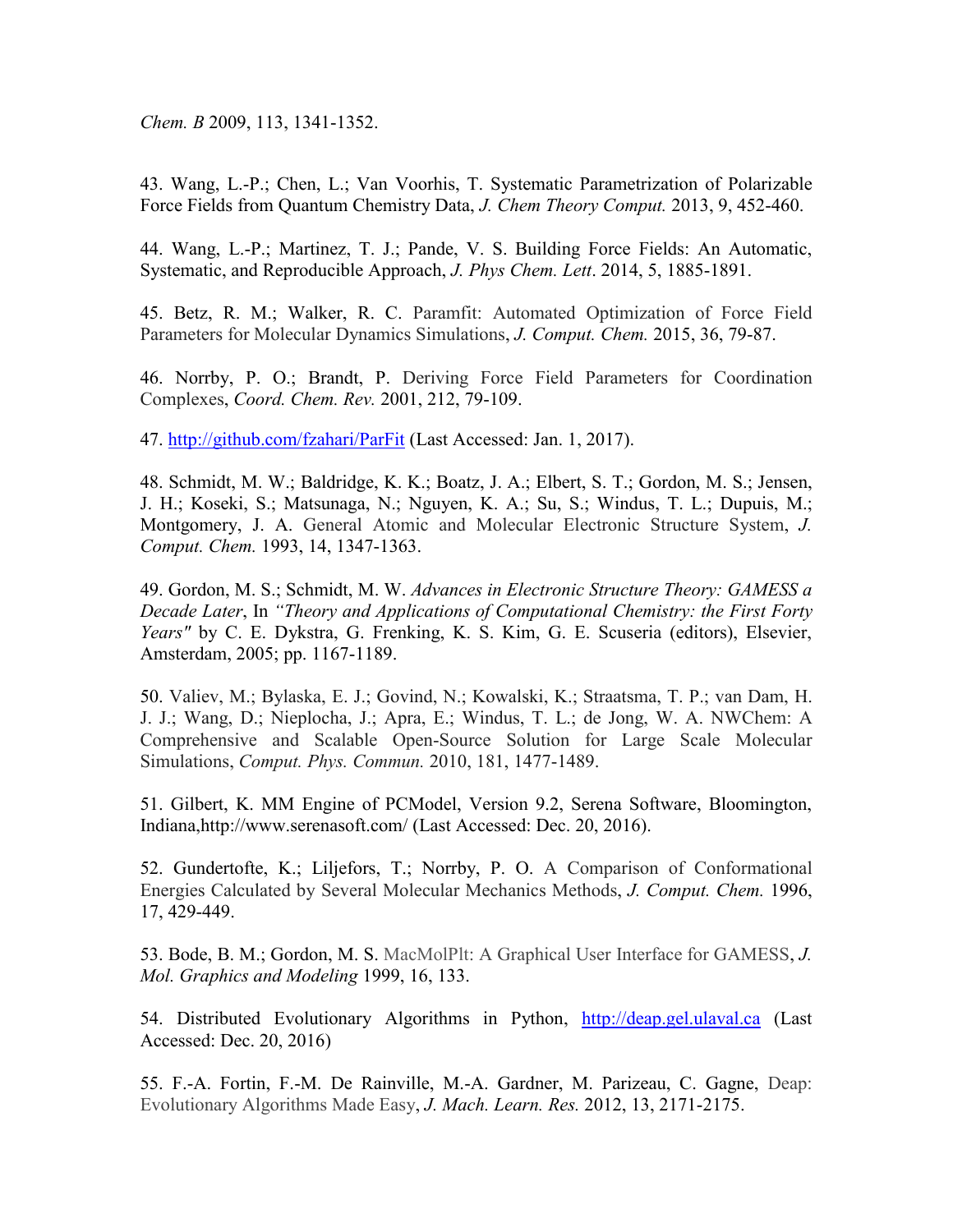*Chem. B* 2009, 113, 1341-1352.

43. Wang, L.-P.; Chen, L.; Van Voorhis, T. Systematic Parametrization of Polarizable Force Fields from Quantum Chemistry Data, *J. Chem Theory Comput.* 2013, 9, 452-460.

44. Wang, L.-P.; Martinez, T. J.; Pande, V. S. Building Force Fields: An Automatic, Systematic, and Reproducible Approach, *J. Phys Chem. Lett*. 2014, 5, 1885-1891.

45. Betz, R. M.; Walker, R. C. Paramfit: Automated Optimization of Force Field Parameters for Molecular Dynamics Simulations, *J. Comput. Chem.* 2015, 36, 79-87.

46. Norrby, P. O.; Brandt, P. Deriving Force Field Parameters for Coordination Complexes, *Coord. Chem. Rev.* 2001, 212, 79-109.

47. http://github.com/fzahari/ParFit (Last Accessed: Jan. 1, 2017).

48. Schmidt, M. W.; Baldridge, K. K.; Boatz, J. A.; Elbert, S. T.; Gordon, M. S.; Jensen, J. H.; Koseki, S.; Matsunaga, N.; Nguyen, K. A.; Su, S.; Windus, T. L.; Dupuis, M.; Montgomery, J. A. General Atomic and Molecular Electronic Structure System, *J. Comput. Chem.* 1993, 14, 1347-1363.

49. Gordon, M. S.; Schmidt, M. W. *Advances in Electronic Structure Theory: GAMESS a Decade Later*, In *"Theory and Applications of Computational Chemistry: the First Forty Years"* by C. E. Dykstra, G. Frenking, K. S. Kim, G. E. Scuseria (editors), Elsevier, Amsterdam, 2005; pp. 1167-1189.

50. Valiev, M.; Bylaska, E. J.; Govind, N.; Kowalski, K.; Straatsma, T. P.; van Dam, H. J. J.; Wang, D.; Nieplocha, J.; Apra, E.; Windus, T. L.; de Jong, W. A. NWChem: A Comprehensive and Scalable Open-Source Solution for Large Scale Molecular Simulations, *Comput. Phys. Commun.* 2010, 181, 1477-1489.

51. Gilbert, K. MM Engine of PCModel, Version 9.2, Serena Software, Bloomington, Indiana,http://www.serenasoft.com/ (Last Accessed: Dec. 20, 2016).

52. Gundertofte, K.; Liljefors, T.; Norrby, P. O. A Comparison of Conformational Energies Calculated by Several Molecular Mechanics Methods, *J. Comput. Chem.* 1996, 17, 429-449.

53. Bode, B. M.; Gordon, M. S. MacMolPlt: A Graphical User Interface for GAMESS, *J. Mol. Graphics and Modeling* 1999, 16, 133.

54. Distributed Evolutionary Algorithms in Python, http://deap.gel.ulaval.ca (Last Accessed: Dec. 20, 2016)

55. F.-A. Fortin, F.-M. De Rainville, M.-A. Gardner, M. Parizeau, C. Gagne, Deap: Evolutionary Algorithms Made Easy, *J. Mach. Learn. Res.* 2012, 13, 2171-2175.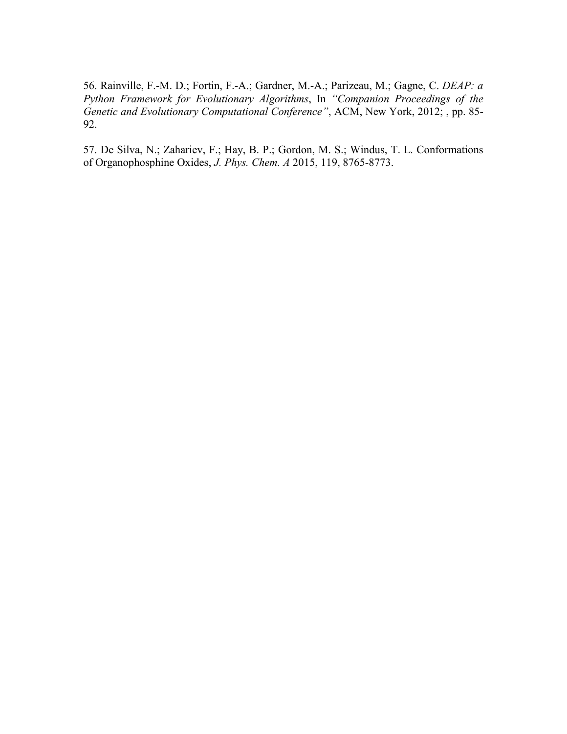56. Rainville, F.-M. D.; Fortin, F.-A.; Gardner, M.-A.; Parizeau, M.; Gagne, C. *DEAP: a Python Framework for Evolutionary Algorithms*, In *"Companion Proceedings of the Genetic and Evolutionary Computational Conference"*, ACM, New York, 2012; , pp. 85-92.

57. De Silva, N.; Zahariev, F.; Hay, B. P.; Gordon, M. S.; Windus, T. L. Conformations of Organophosphine Oxides, *J. Phys. Chem. A* 2015, 119, 8765-8773.